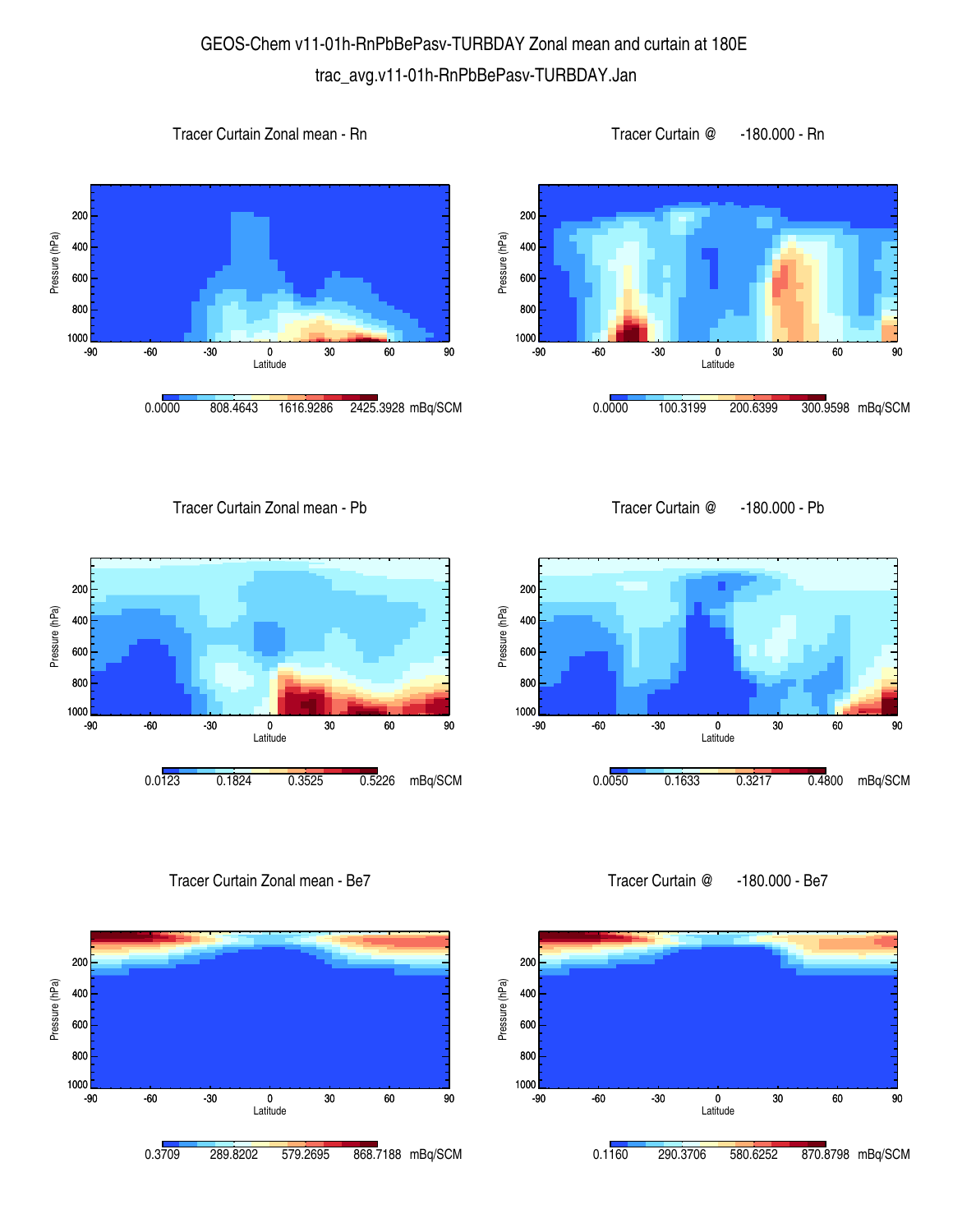# GEOS-Chem v11-01h-RnPbBePasv-TURBDAY Zonal mean and curtain at 180E

trac_avg.v11-01h-RnPbBePasv-TURBDAY.Jan

### Tracer Curtain Zonal mean - Rn

Pressure (hPa): 200, 400, 600, 800, 1000

Latitude: -90, -60, -30, 0, 30, 60, 90

0.0000 808.4643 1616.9286 2425.3928 mBq/SCM

### Tracer Curtain @ -180.000 - Rn

Pressure (hPa): 200, 400, 600, 800, 1000

Latitude: -90, -60, -30, 0, 30, 60, 90

0.0000 100.3199 200.6399 300.9598 mBq/SCM

### Tracer Curtain Zonal mean - Pb

Pressure (hPa): 200, 400, 600, 800, 1000

Latitude: -90, -60, -30, 0, 30, 60, 90

0.0123 0.1824 0.3525 0.5226 mBq/SCM

### Tracer Curtain @ -180.000 - Pb

Pressure (hPa): 200, 400, 600, 800, 1000

Latitude: -90, -60, -30, 0, 30, 60, 90

0.0050 0.1633 0.3217 0.4800 mBq/SCM

### Tracer Curtain Zonal mean - Be7

Pressure (hPa): 200, 400, 600, 800, 1000

Latitude: -90, -60, -30, 0, 30, 60, 90

0.3709 289.8202 579.2695 868.7188 mBq/SCM

### Tracer Curtain @ -180.000 - Be7

Pressure (hPa): 200, 400, 600, 800, 1000

Latitude: -90, -60, -30, 0, 30, 60, 90

0.1160 290.3706 580.6252 870.8798 mBq/SCM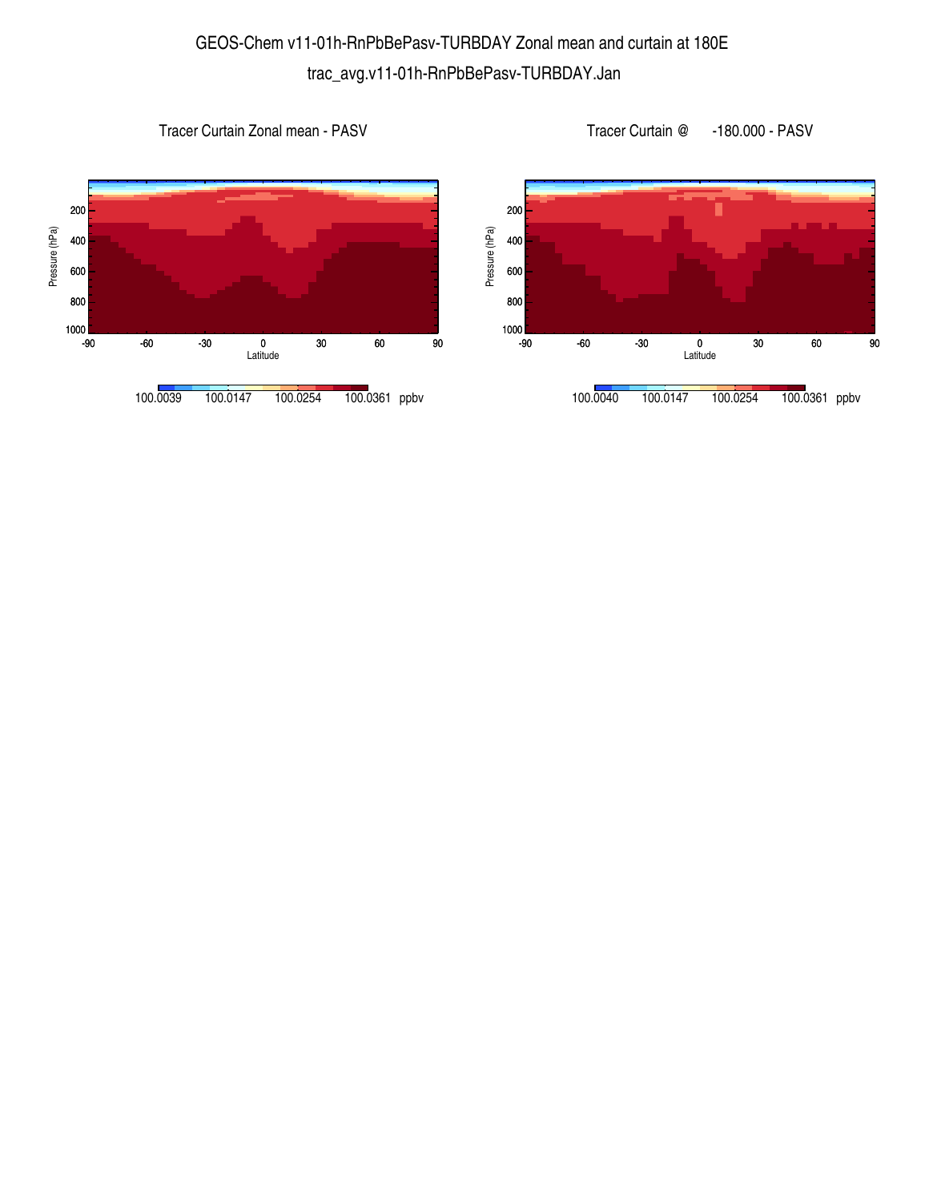GEOS-Chem v11-01h-RnPbBePasv-TURBDAY Zonal mean and curtain at 180E

trac_avg.v11-01h-RnPbBePasv-TURBDAY.Jan

Tracer Curtain Zonal mean - PASV

Pressure (hPa)
200
400
600
800
1000
-90
-60
-30
0
30
60
90
Latitude

100.0039 100.0147 100.0254 100.0361 ppbv

Tracer Curtain @ -180.000 - PASV

Pressure (hPa)
200
400
600
800
1000
-90
-60
-30
0
30
60
90
Latitude

100.0040 100.0147 100.0254 100.0361 ppbv